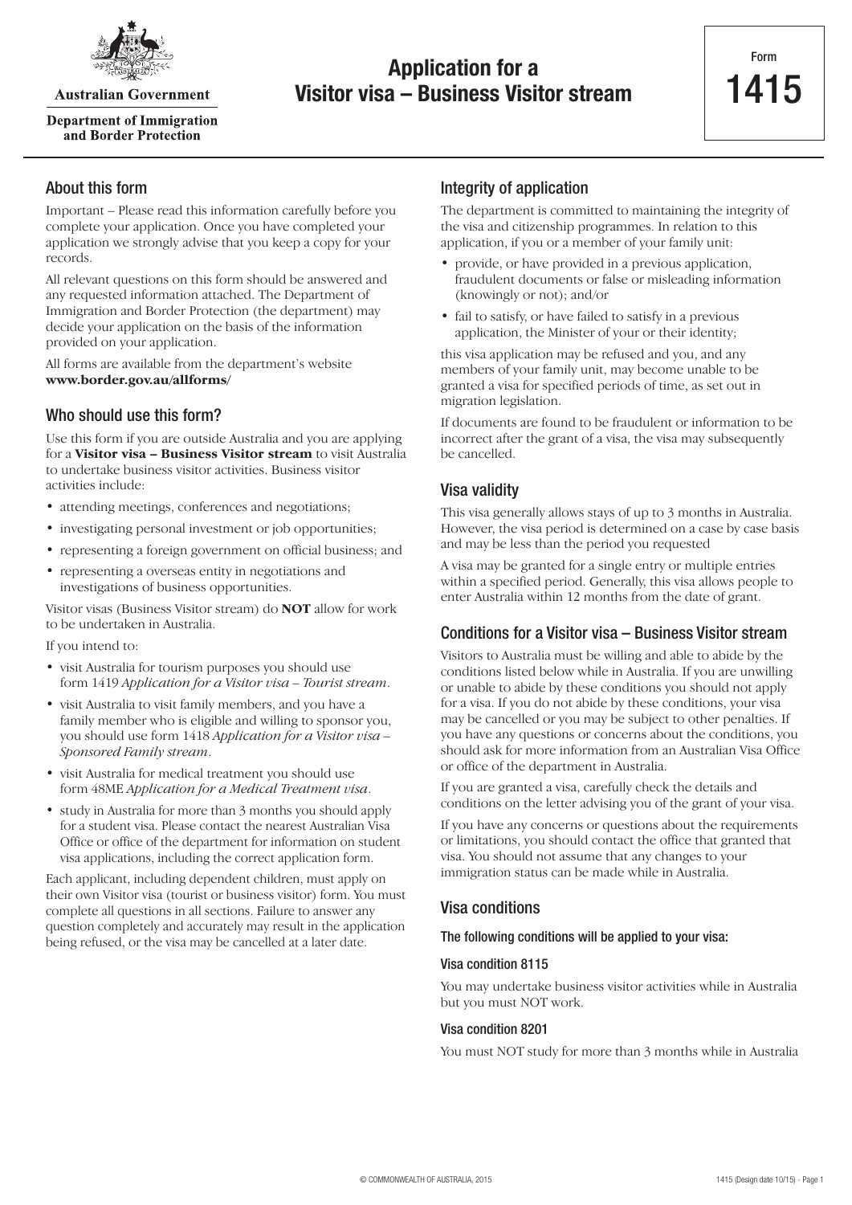Australian Government

Department of Immigration and Border Protection

# Application for a Visitor visa – Business Visitor stream

Form **1415**

## About this form

Important – Please read this information carefully before you complete your application. Once you have completed your application we strongly advise that you keep a copy for your records.

All relevant questions on this form should be answered and any requested information attached. The Department of Immigration and Border Protection (the department) may decide your application on the basis of the information provided on your application.

All forms are available from the department's website **www.border.gov.au/allforms/**

## Who should use this form?

Use this form if you are outside Australia and you are applying for a **Visitor visa – Business Visitor stream** to visit Australia to undertake business visitor activities. Business visitor activities include:

- attending meetings, conferences and negotiations;
- investigating personal investment or job opportunities;
- representing a foreign government on official business; and
- representing a overseas entity in negotiations and investigations of business opportunities.

Visitor visas (Business Visitor stream) do **NOT** allow for work to be undertaken in Australia.

If you intend to:

- visit Australia for tourism purposes you should use form 1419 *Application for a Visitor visa – Tourist stream*.
- visit Australia to visit family members, and you have a family member who is eligible and willing to sponsor you, you should use form 1418 *Application for a Visitor visa – Sponsored Family stream*.
- visit Australia for medical treatment you should use form 48ME *Application for a Medical Treatment visa*.
- study in Australia for more than 3 months you should apply for a student visa. Please contact the nearest Australian Visa Office or office of the department for information on student visa applications, including the correct application form.

Each applicant, including dependent children, must apply on their own Visitor visa (tourist or business visitor) form. You must complete all questions in all sections. Failure to answer any question completely and accurately may result in the application being refused, or the visa may be cancelled at a later date.

## Integrity of application

The department is committed to maintaining the integrity of the visa and citizenship programmes. In relation to this application, if you or a member of your family unit:

- provide, or have provided in a previous application, fraudulent documents or false or misleading information (knowingly or not); and/or
- fail to satisfy, or have failed to satisfy in a previous application, the Minister of your or their identity;

this visa application may be refused and you, and any members of your family unit, may become unable to be granted a visa for specified periods of time, as set out in migration legislation.

If documents are found to be fraudulent or information to be incorrect after the grant of a visa, the visa may subsequently be cancelled.

## Visa validity

This visa generally allows stays of up to 3 months in Australia. However, the visa period is determined on a case by case basis and may be less than the period you requested

A visa may be granted for a single entry or multiple entries within a specified period. Generally, this visa allows people to enter Australia within 12 months from the date of grant.

## Conditions for a Visitor visa – Business Visitor stream

Visitors to Australia must be willing and able to abide by the conditions listed below while in Australia. If you are unwilling or unable to abide by these conditions you should not apply for a visa. If you do not abide by these conditions, your visa may be cancelled or you may be subject to other penalties. If you have any questions or concerns about the conditions, you should ask for more information from an Australian Visa Office or office of the department in Australia.

If you are granted a visa, carefully check the details and conditions on the letter advising you of the grant of your visa.

If you have any concerns or questions about the requirements or limitations, you should contact the office that granted that visa. You should not assume that any changes to your immigration status can be made while in Australia.

## Visa conditions

#### The following conditions will be applied to your visa:

#### Visa condition 8115

You may undertake business visitor activities while in Australia but you must NOT work.

#### Visa condition 8201

You must NOT study for more than 3 months while in Australia

© COMMONWEALTH OF AUSTRALIA, 2015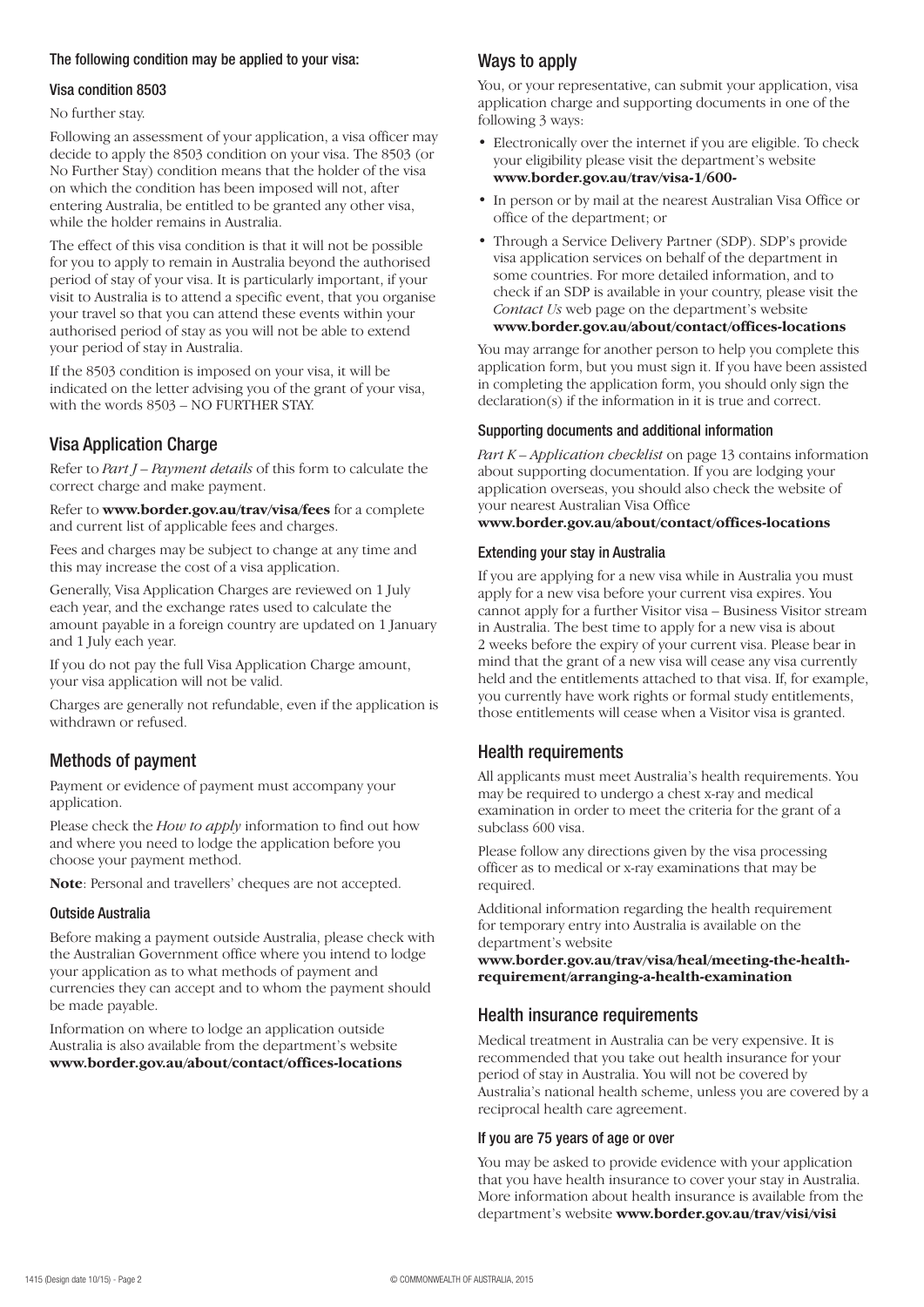#### The following condition may be applied to your visa:

#### Visa condition 8503

No further stay.

Following an assessment of your application, a visa officer may decide to apply the 8503 condition on your visa. The 8503 (or No Further Stay) condition means that the holder of the visa on which the condition has been imposed will not, after entering Australia, be entitled to be granted any other visa, while the holder remains in Australia.

The effect of this visa condition is that it will not be possible for you to apply to remain in Australia beyond the authorised period of stay of your visa. It is particularly important, if your visit to Australia is to attend a specific event, that you organise your travel so that you can attend these events within your authorised period of stay as you will not be able to extend your period of stay in Australia.

If the 8503 condition is imposed on your visa, it will be indicated on the letter advising you of the grant of your visa, with the words 8503 – NO FURTHER STAY.

## Visa Application Charge

Refer to *Part J – Payment details* of this form to calculate the correct charge and make payment.

Refer to **www.border.gov.au/trav/visa/fees** for a complete and current list of applicable fees and charges.

Fees and charges may be subject to change at any time and this may increase the cost of a visa application.

Generally, Visa Application Charges are reviewed on 1 July each year, and the exchange rates used to calculate the amount payable in a foreign country are updated on 1 January and 1 July each year.

If you do not pay the full Visa Application Charge amount, your visa application will not be valid.

Charges are generally not refundable, even if the application is withdrawn or refused.

## Methods of payment

Payment or evidence of payment must accompany your application.

Please check the *How to apply* information to find out how and where you need to lodge the application before you choose your payment method.

**Note**: Personal and travellers' cheques are not accepted.

#### Outside Australia

Before making a payment outside Australia, please check with the Australian Government office where you intend to lodge your application as to what methods of payment and currencies they can accept and to whom the payment should be made payable.

Information on where to lodge an application outside Australia is also available from the department's website **www.border.gov.au/about/contact/offices-locations**

## Ways to apply

You, or your representative, can submit your application, visa application charge and supporting documents in one of the following 3 ways:

- Electronically over the internet if you are eligible. To check your eligibility please visit the department's website **www.border.gov.au/trav/visa-1/600-**
- In person or by mail at the nearest Australian Visa Office or office of the department; or
- Through a Service Delivery Partner (SDP). SDP's provide visa application services on behalf of the department in some countries. For more detailed information, and to check if an SDP is available in your country, please visit the *Contact Us* web page on the department's website **www.border.gov.au/about/contact/offices-locations**

You may arrange for another person to help you complete this application form, but you must sign it. If you have been assisted in completing the application form, you should only sign the declaration(s) if the information in it is true and correct.

#### Supporting documents and additional information

*Part K – Application checklist* on page 13 contains information about supporting documentation. If you are lodging your application overseas, you should also check the website of your nearest Australian Visa Office **www.border.gov.au/about/contact/offices-locations**

#### Extending your stay in Australia

If you are applying for a new visa while in Australia you must apply for a new visa before your current visa expires. You cannot apply for a further Visitor visa – Business Visitor stream in Australia. The best time to apply for a new visa is about 2 weeks before the expiry of your current visa. Please bear in mind that the grant of a new visa will cease any visa currently held and the entitlements attached to that visa. If, for example, you currently have work rights or formal study entitlements, those entitlements will cease when a Visitor visa is granted.

## Health requirements

All applicants must meet Australia's health requirements. You may be required to undergo a chest x-ray and medical examination in order to meet the criteria for the grant of a subclass 600 visa.

Please follow any directions given by the visa processing officer as to medical or x-ray examinations that may be required.

Additional information regarding the health requirement for temporary entry into Australia is available on the department's website **www.border.gov.au/trav/visa/heal/meeting-the-health-requirement/arranging-a-health-examination**

## Health insurance requirements

Medical treatment in Australia can be very expensive. It is recommended that you take out health insurance for your period of stay in Australia. You will not be covered by Australia's national health scheme, unless you are covered by a reciprocal health care agreement.

#### If you are 75 years of age or over

You may be asked to provide evidence with your application that you have health insurance to cover your stay in Australia. More information about health insurance is available from the department's website **www.border.gov.au/trav/visi/visi**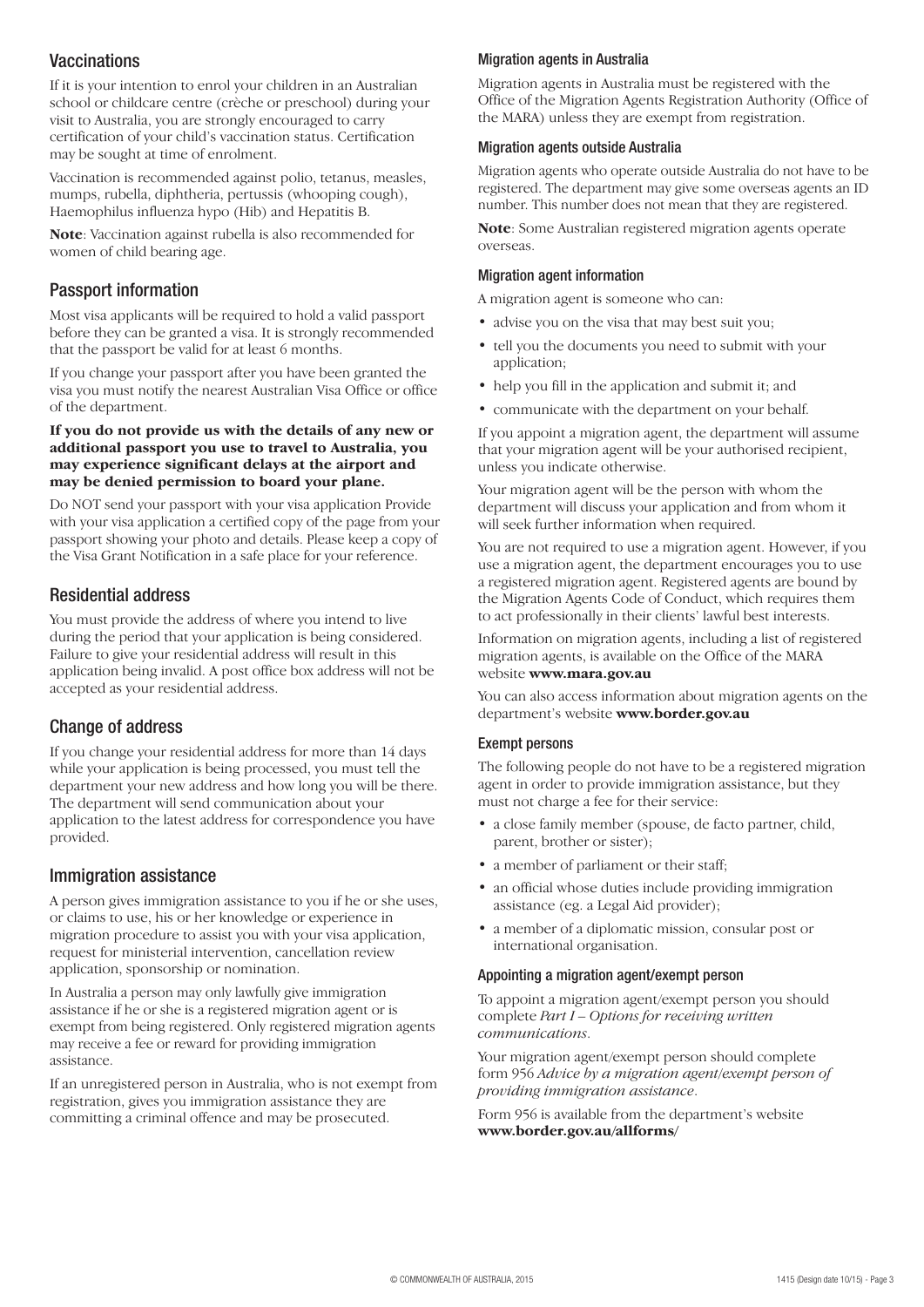## Vaccinations

If it is your intention to enrol your children in an Australian school or childcare centre (crèche or preschool) during your visit to Australia, you are strongly encouraged to carry certification of your child's vaccination status. Certification may be sought at time of enrolment.

Vaccination is recommended against polio, tetanus, measles, mumps, rubella, diphtheria, pertussis (whooping cough), Haemophilus influenza hypo (Hib) and Hepatitis B.

**Note**: Vaccination against rubella is also recommended for women of child bearing age.

## Passport information

Most visa applicants will be required to hold a valid passport before they can be granted a visa. It is strongly recommended that the passport be valid for at least 6 months.

If you change your passport after you have been granted the visa you must notify the nearest Australian Visa Office or office of the department.

**If you do not provide us with the details of any new or additional passport you use to travel to Australia, you may experience significant delays at the airport and may be denied permission to board your plane.**

Do NOT send your passport with your visa application Provide with your visa application a certified copy of the page from your passport showing your photo and details. Please keep a copy of the Visa Grant Notification in a safe place for your reference.

## Residential address

You must provide the address of where you intend to live during the period that your application is being considered. Failure to give your residential address will result in this application being invalid. A post office box address will not be accepted as your residential address.

## Change of address

If you change your residential address for more than 14 days while your application is being processed, you must tell the department your new address and how long you will be there. The department will send communication about your application to the latest address for correspondence you have provided.

## Immigration assistance

A person gives immigration assistance to you if he or she uses, or claims to use, his or her knowledge or experience in migration procedure to assist you with your visa application, request for ministerial intervention, cancellation review application, sponsorship or nomination.

In Australia a person may only lawfully give immigration assistance if he or she is a registered migration agent or is exempt from being registered. Only registered migration agents may receive a fee or reward for providing immigration assistance.

If an unregistered person in Australia, who is not exempt from registration, gives you immigration assistance they are committing a criminal offence and may be prosecuted.

### Migration agents in Australia

Migration agents in Australia must be registered with the Office of the Migration Agents Registration Authority (Office of the MARA) unless they are exempt from registration.

### Migration agents outside Australia

Migration agents who operate outside Australia do not have to be registered. The department may give some overseas agents an ID number. This number does not mean that they are registered.

**Note**: Some Australian registered migration agents operate overseas.

### Migration agent information

A migration agent is someone who can:

- advise you on the visa that may best suit you;
- tell you the documents you need to submit with your application;
- help you fill in the application and submit it; and
- communicate with the department on your behalf.

If you appoint a migration agent, the department will assume that your migration agent will be your authorised recipient, unless you indicate otherwise.

Your migration agent will be the person with whom the department will discuss your application and from whom it will seek further information when required.

You are not required to use a migration agent. However, if you use a migration agent, the department encourages you to use a registered migration agent. Registered agents are bound by the Migration Agents Code of Conduct, which requires them to act professionally in their clients' lawful best interests.

Information on migration agents, including a list of registered migration agents, is available on the Office of the MARA website **www.mara.gov.au**

You can also access information about migration agents on the department's website **www.border.gov.au**

### Exempt persons

The following people do not have to be a registered migration agent in order to provide immigration assistance, but they must not charge a fee for their service:

- a close family member (spouse, de facto partner, child, parent, brother or sister);
- a member of parliament or their staff;
- an official whose duties include providing immigration assistance (eg. a Legal Aid provider);
- a member of a diplomatic mission, consular post or international organisation.

### Appointing a migration agent/exempt person

To appoint a migration agent/exempt person you should complete *Part I – Options for receiving written communications*.

Your migration agent/exempt person should complete form 956 *Advice by a migration agent/exempt person of providing immigration assistance*.

Form 956 is available from the department's website **www.border.gov.au/allforms/**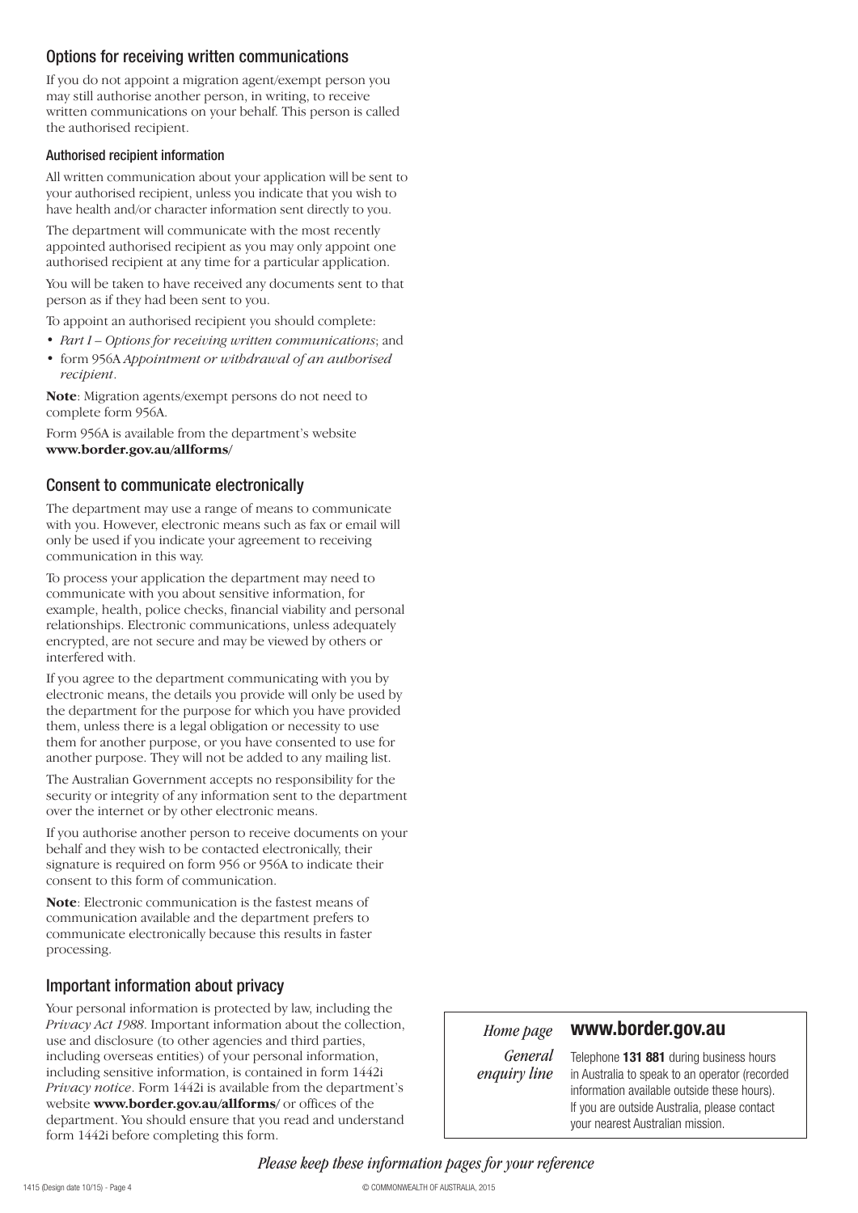## Options for receiving written communications

If you do not appoint a migration agent/exempt person you may still authorise another person, in writing, to receive written communications on your behalf. This person is called the authorised recipient.

### Authorised recipient information

All written communication about your application will be sent to your authorised recipient, unless you indicate that you wish to have health and/or character information sent directly to you.

The department will communicate with the most recently appointed authorised recipient as you may only appoint one authorised recipient at any time for a particular application.

You will be taken to have received any documents sent to that person as if they had been sent to you.

To appoint an authorised recipient you should complete:

- *Part I – Options for receiving written communications*; and
- form 956A *Appointment or withdrawal of an authorised recipient*.

**Note**: Migration agents/exempt persons do not need to complete form 956A.

Form 956A is available from the department's website **www.border.gov.au/allforms/**

## Consent to communicate electronically

The department may use a range of means to communicate with you. However, electronic means such as fax or email will only be used if you indicate your agreement to receiving communication in this way.

To process your application the department may need to communicate with you about sensitive information, for example, health, police checks, financial viability and personal relationships. Electronic communications, unless adequately encrypted, are not secure and may be viewed by others or interfered with.

If you agree to the department communicating with you by electronic means, the details you provide will only be used by the department for the purpose for which you have provided them, unless there is a legal obligation or necessity to use them for another purpose, or you have consented to use for another purpose. They will not be added to any mailing list.

The Australian Government accepts no responsibility for the security or integrity of any information sent to the department over the internet or by other electronic means.

If you authorise another person to receive documents on your behalf and they wish to be contacted electronically, their signature is required on form 956 or 956A to indicate their consent to this form of communication.

**Note**: Electronic communication is the fastest means of communication available and the department prefers to communicate electronically because this results in faster processing.

## Important information about privacy

Your personal information is protected by law, including the *Privacy Act 1988*. Important information about the collection, use and disclosure (to other agencies and third parties, including overseas entities) of your personal information, including sensitive information, is contained in form 1442i *Privacy notice*. Form 1442i is available from the department's website **www.border.gov.au/allforms/** or offices of the department. You should ensure that you read and understand form 1442i before completing this form.

| | |
|---|---|
| *Home page* | **www.border.gov.au** |
| *General enquiry line* | Telephone **131 881** during business hours in Australia to speak to an operator (recorded information available outside these hours). If you are outside Australia, please contact your nearest Australian mission. |

*Please keep these information pages for your reference*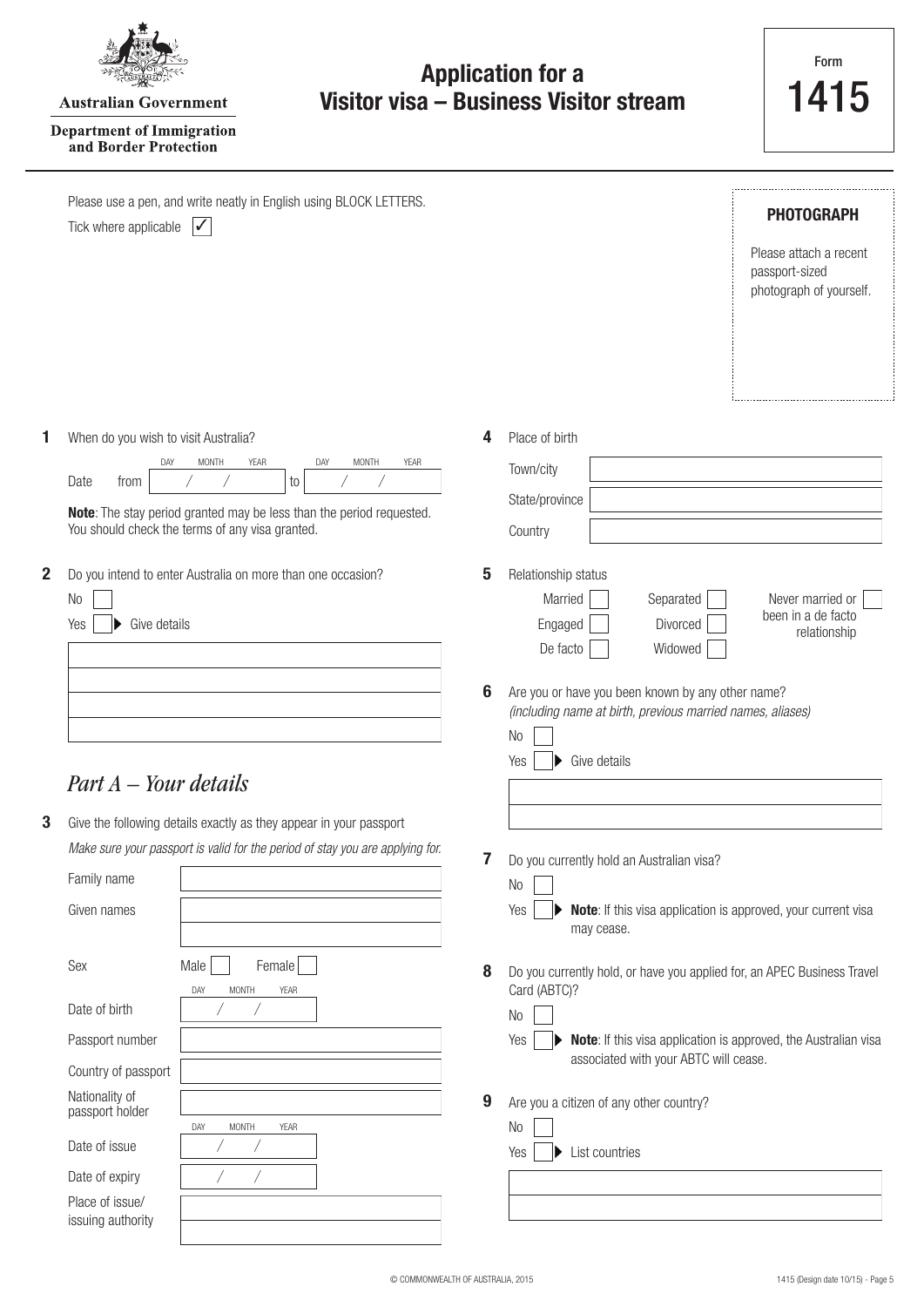Australian Government

Department of Immigration and Border Protection

# Application for a Visitor visa – Business Visitor stream

Form **1415**

Please use a pen, and write neatly in English using BLOCK LETTERS.

Tick where applicable ✓

**PHOTOGRAPH**

Please attach a recent passport-sized photograph of yourself.

**1** When do you wish to visit Australia?

Date from ___ / ___ / ___ (DAY MONTH YEAR) to ___ / ___ / ___ (DAY MONTH YEAR)

**Note**: The stay period granted may be less than the period requested. You should check the terms of any visa granted.

**2** Do you intend to enter Australia on more than one occasion?

- No
- Yes ▶ Give details

## *Part A – Your details*

**3** Give the following details exactly as they appear in your passport

*Make sure your passport is valid for the period of stay you are applying for.*

| | |
|---|---|
| Family name | |
| Given names | |
| Sex | Male ☐ Female ☐ |
| Date of birth | DAY / MONTH / YEAR |
| Passport number | |
| Country of passport | |
| Nationality of passport holder | |
| Date of issue | DAY / MONTH / YEAR |
| Date of expiry | / / |
| Place of issue/ issuing authority | |

**4** Place of birth

| | |
|---|---|
| Town/city | |
| State/province | |
| Country | |

**5** Relationship status

- Married
- Engaged
- De facto
- Separated
- Divorced
- Widowed
- Never married or been in a de facto relationship

**6** Are you or have you been known by any other name?
*(including name at birth, previous married names, aliases)*

- No
- Yes ▶ Give details

**7** Do you currently hold an Australian visa?

- No
- Yes ▶ **Note**: If this visa application is approved, your current visa may cease.

**8** Do you currently hold, or have you applied for, an APEC Business Travel Card (ABTC)?

- No
- Yes ▶ **Note**: If this visa application is approved, the Australian visa associated with your ABTC will cease.

**9** Are you a citizen of any other country?

- No
- Yes ▶ List countries

© COMMONWEALTH OF AUSTRALIA, 2015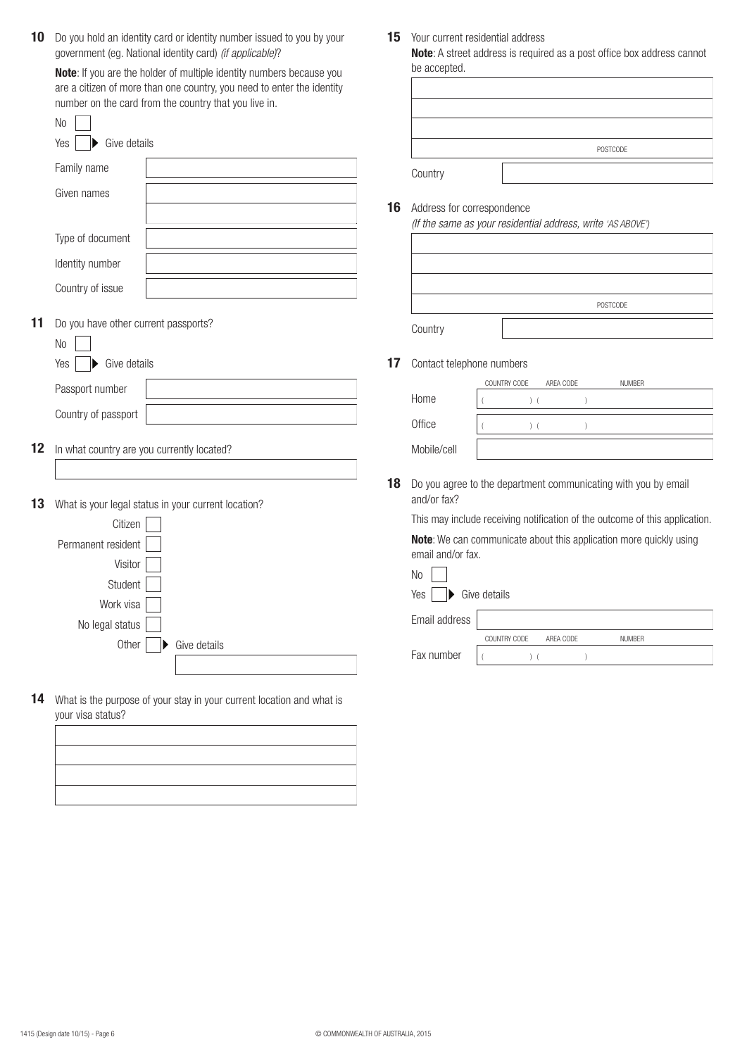**10** Do you hold an identity card or identity number issued to you by your government (eg. National identity card) *(if applicable)*?

**Note**: If you are the holder of multiple identity numbers because you are a citizen of more than one country, you need to enter the identity number on the card from the country that you live in.

No ☐

Yes ☐ ▶ Give details

Family name

Given names

Type of document

Identity number

Country of issue

**11** Do you have other current passports?

No ☐

Yes ☐ ▶ Give details

Passport number

Country of passport

**12** In what country are you currently located?

**13** What is your legal status in your current location?

Citizen ☐

Permanent resident ☐

Visitor ☐

Student ☐

Work visa ☐

No legal status ☐

Other ☐ ▶ Give details

**14** What is the purpose of your stay in your current location and what is your visa status?

**15** Your current residential address

**Note**: A street address is required as a post office box address cannot be accepted.

POSTCODE

Country

**16** Address for correspondence

*(If the same as your residential address, write 'AS ABOVE')*

POSTCODE

Country

**17** Contact telephone numbers

| | COUNTRY CODE | AREA CODE | NUMBER |
|---|---|---|---|
| Home | ( ) | ( ) | |
| Office | ( ) | ( ) | |
| Mobile/cell | | | |

**18** Do you agree to the department communicating with you by email and/or fax?

This may include receiving notification of the outcome of this application.

**Note**: We can communicate about this application more quickly using email and/or fax.

No ☐

Yes ☐ ▶ Give details

Email address

| | COUNTRY CODE | AREA CODE | NUMBER |
|---|---|---|---|
| Fax number | ( ) | ( ) | |

1415 (Design date 10/15) - Page 6

© COMMONWEALTH OF AUSTRALIA, 2015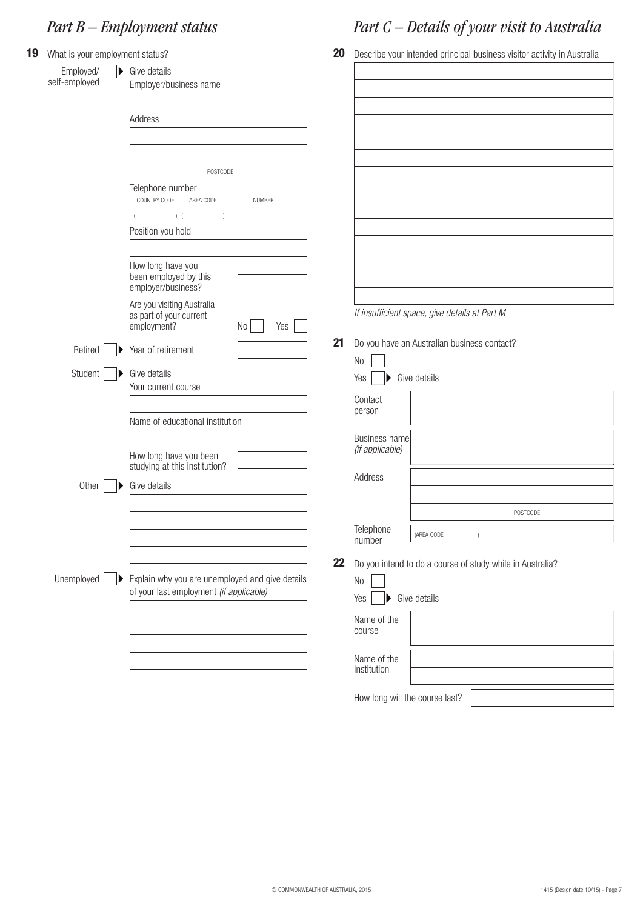## *Part B – Employment status*

**19** What is your employment status?

Employed/ self-employed ☐ ▶ Give details

Employer/business name

Address

POSTCODE

Telephone number

COUNTRY CODE ( ) AREA CODE ( ) NUMBER

Position you hold

How long have you been employed by this employer/business?

Are you visiting Australia as part of your current employment? No ☐ Yes ☐

Retired ☐ ▶ Year of retirement

Student ☐ ▶ Give details

Your current course

Name of educational institution

How long have you been studying at this institution?

Other ☐ ▶ Give details

Unemployed ☐ ▶ Explain why you are unemployed and give details of your last employment *(if applicable)*

## *Part C – Details of your visit to Australia*

**20** Describe your intended principal business visitor activity in Australia

*If insufficient space, give details at Part M*

**21** Do you have an Australian business contact?

No ☐

Yes ☐ ▶ Give details

Contact person

Business name *(if applicable)*

Address

POSTCODE

Telephone number (AREA CODE )

**22** Do you intend to do a course of study while in Australia?

No ☐

Yes ☐ ▶ Give details

Name of the course

Name of the institution

How long will the course last?

© COMMONWEALTH OF AUSTRALIA, 2015

1415 (Design date 10/15)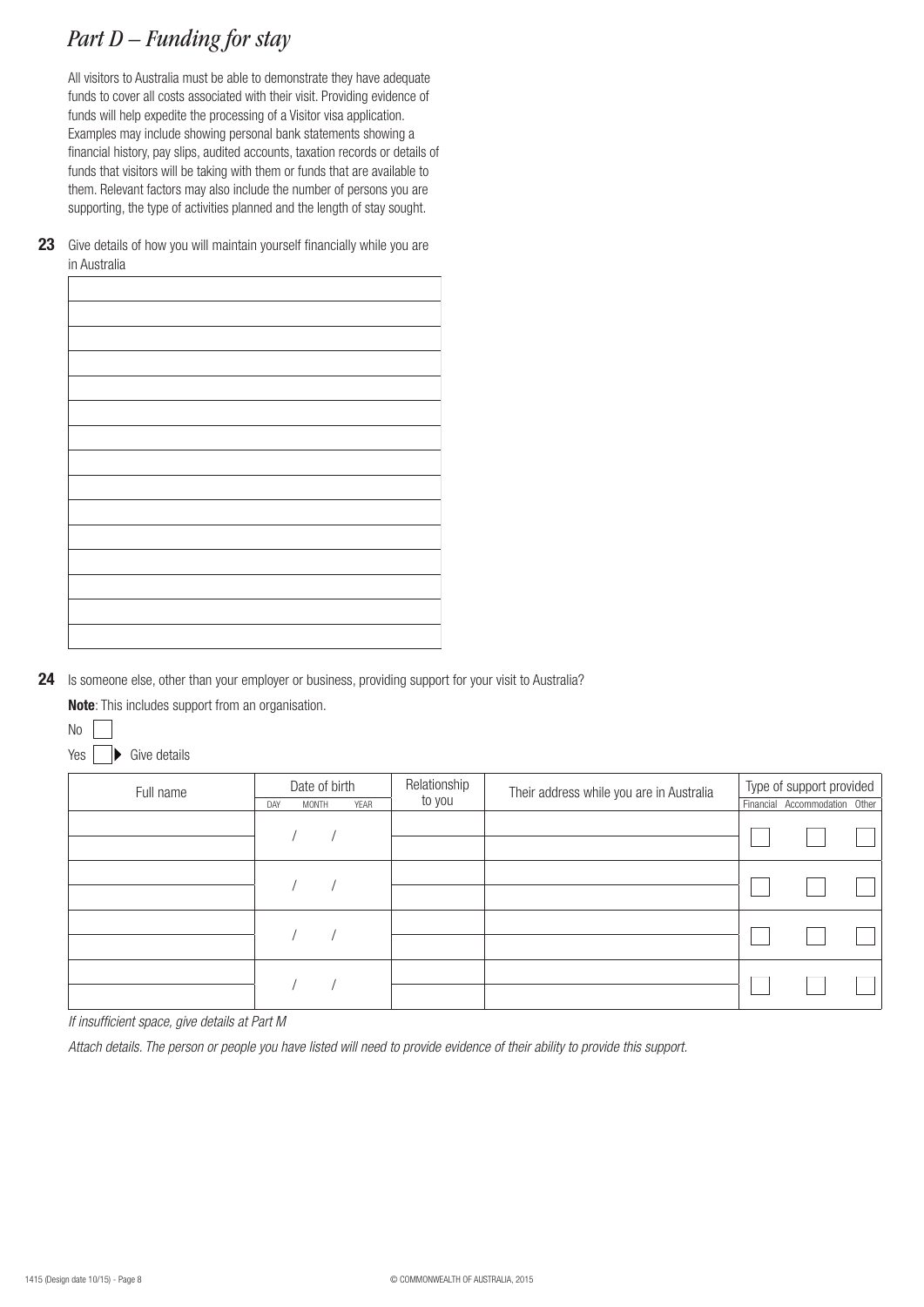# *Part D – Funding for stay*

All visitors to Australia must be able to demonstrate they have adequate funds to cover all costs associated with their visit. Providing evidence of funds will help expedite the processing of a Visitor visa application. Examples may include showing personal bank statements showing a financial history, pay slips, audited accounts, taxation records or details of funds that visitors will be taking with them or funds that are available to them. Relevant factors may also include the number of persons you are supporting, the type of activities planned and the length of stay sought.

**23** Give details of how you will maintain yourself financially while you are in Australia

**24** Is someone else, other than your employer or business, providing support for your visit to Australia?

**Note**: This includes support from an organisation.

No ☐

Yes ☐ ▶ Give details

| Full name | Date of birth (DAY / MONTH / YEAR) | Relationship to you | Their address while you are in Australia | Type of support provided | | |
|---|---|---|---|---|---|---|
| | | | | Financial | Accommodation | Other |
| | / / | | | ☐ | ☐ | ☐ |
| | / / | | | ☐ | ☐ | ☐ |
| | / / | | | ☐ | ☐ | ☐ |
| | / / | | | ☐ | ☐ | ☐ |

*If insufficient space, give details at Part M*

*Attach details. The person or people you have listed will need to provide evidence of their ability to provide this support.*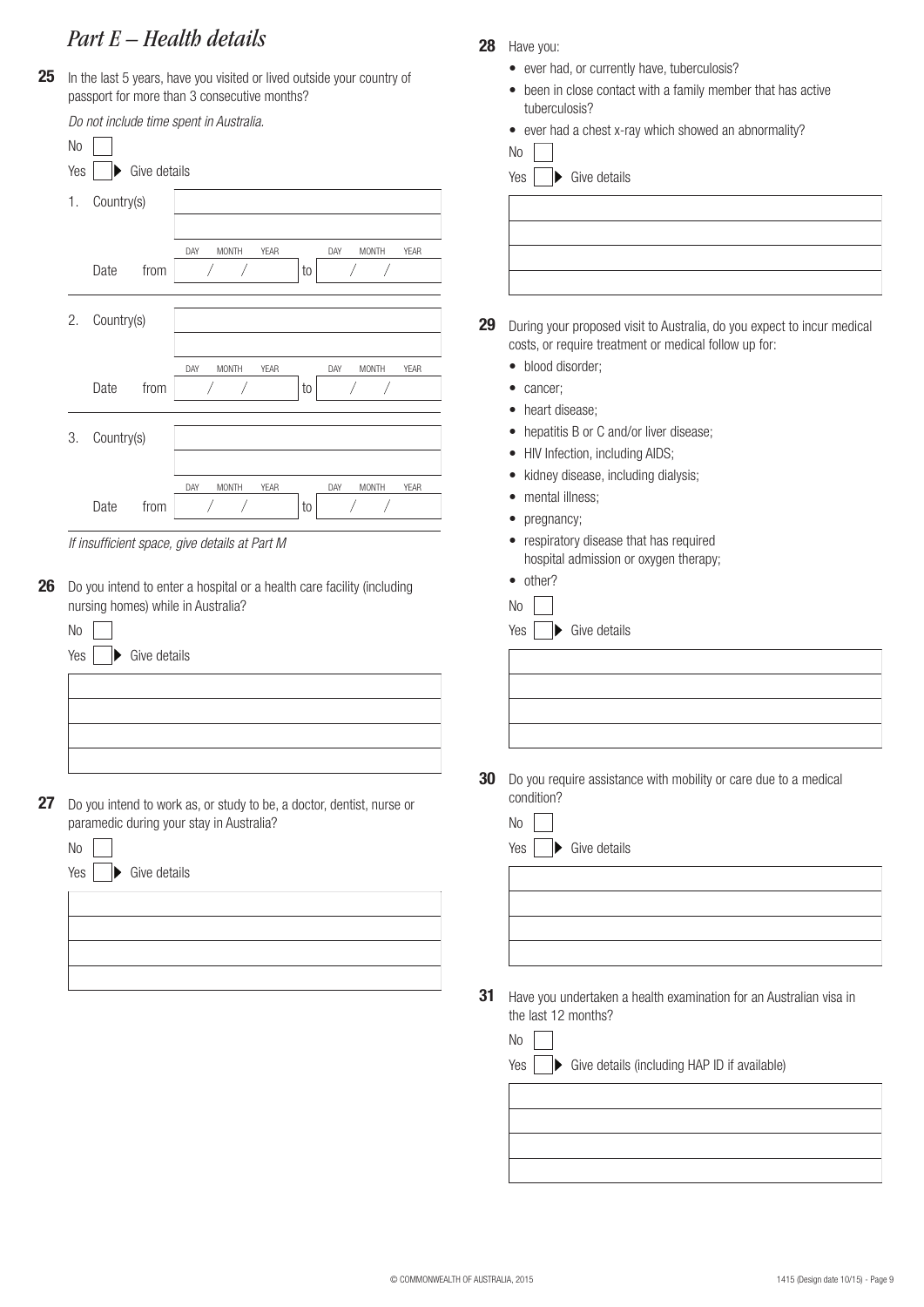# *Part E – Health details*

**25** In the last 5 years, have you visited or lived outside your country of passport for more than 3 consecutive months?

*Do not include time spent in Australia.*

No

Yes ▶ Give details

1. Country(s)

   Date from DAY / MONTH / YEAR to DAY / MONTH / YEAR

2. Country(s)

   Date from DAY / MONTH / YEAR to DAY / MONTH / YEAR

3. Country(s)

   Date from DAY / MONTH / YEAR to DAY / MONTH / YEAR

*If insufficient space, give details at Part M*

**26** Do you intend to enter a hospital or a health care facility (including nursing homes) while in Australia?

No

Yes ▶ Give details

**27** Do you intend to work as, or study to be, a doctor, dentist, nurse or paramedic during your stay in Australia?

No

Yes ▶ Give details

**28** Have you:

- ever had, or currently have, tuberculosis?
- been in close contact with a family member that has active tuberculosis?
- ever had a chest x-ray which showed an abnormality?

No

Yes ▶ Give details

**29** During your proposed visit to Australia, do you expect to incur medical costs, or require treatment or medical follow up for:

- blood disorder;
- cancer;
- heart disease;
- hepatitis B or C and/or liver disease;
- HIV Infection, including AIDS;
- kidney disease, including dialysis;
- mental illness;
- pregnancy;
- respiratory disease that has required hospital admission or oxygen therapy;
- other?

No

Yes ▶ Give details

**30** Do you require assistance with mobility or care due to a medical condition?

No

Yes ▶ Give details

**31** Have you undertaken a health examination for an Australian visa in the last 12 months?

No

Yes ▶ Give details (including HAP ID if available)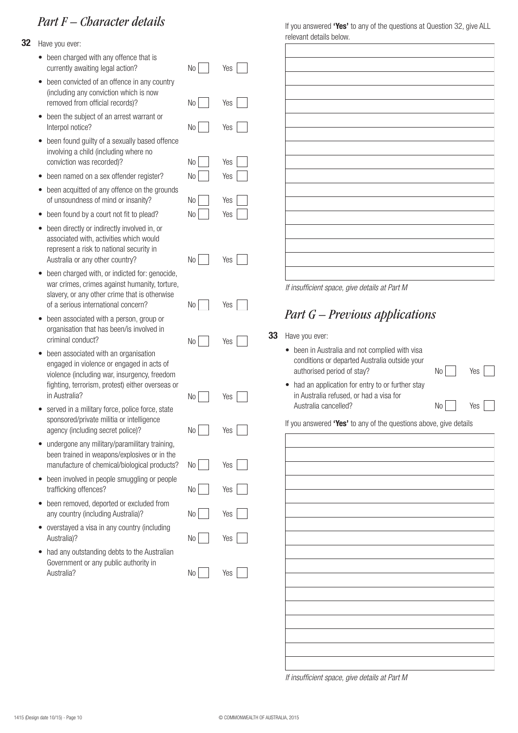## *Part F – Character details*

**32** Have you ever:

- been charged with any offence that is currently awaiting legal action? No ☐ Yes ☐
- been convicted of an offence in any country (including any conviction which is now removed from official records)? No ☐ Yes ☐
- been the subject of an arrest warrant or Interpol notice? No ☐ Yes ☐
- been found guilty of a sexually based offence involving a child (including where no conviction was recorded)? No ☐ Yes ☐
- been named on a sex offender register? No ☐ Yes ☐
- been acquitted of any offence on the grounds of unsoundness of mind or insanity? No ☐ Yes ☐
- been found by a court not fit to plead? No ☐ Yes ☐
- been directly or indirectly involved in, or associated with, activities which would represent a risk to national security in Australia or any other country? No ☐ Yes ☐
- been charged with, or indicted for: genocide, war crimes, crimes against humanity, torture, slavery, or any other crime that is otherwise of a serious international concern? No ☐ Yes ☐
- been associated with a person, group or organisation that has been/is involved in criminal conduct? No ☐ Yes ☐
- been associated with an organisation engaged in violence or engaged in acts of violence (including war, insurgency, freedom fighting, terrorism, protest) either overseas or in Australia? No ☐ Yes ☐
- served in a military force, police force, state sponsored/private militia or intelligence agency (including secret police)? No ☐ Yes ☐
- undergone any military/paramilitary training, been trained in weapons/explosives or in the manufacture of chemical/biological products? No ☐ Yes ☐
- been involved in people smuggling or people trafficking offences? No ☐ Yes ☐
- been removed, deported or excluded from any country (including Australia)? No ☐ Yes ☐
- overstayed a visa in any country (including Australia)? No ☐ Yes ☐
- had any outstanding debts to the Australian Government or any public authority in Australia? No ☐ Yes ☐

If you answered **'Yes'** to any of the questions at Question 32, give ALL relevant details below.

_______________________________________________

*If insufficient space, give details at Part M*

## *Part G – Previous applications*

**33** Have you ever:

- been in Australia and not complied with visa conditions or departed Australia outside your authorised period of stay? No ☐ Yes ☐
- had an application for entry to or further stay in Australia refused, or had a visa for Australia cancelled? No ☐ Yes ☐

If you answered **'Yes'** to any of the questions above, give details

_______________________________________________

*If insufficient space, give details at Part M*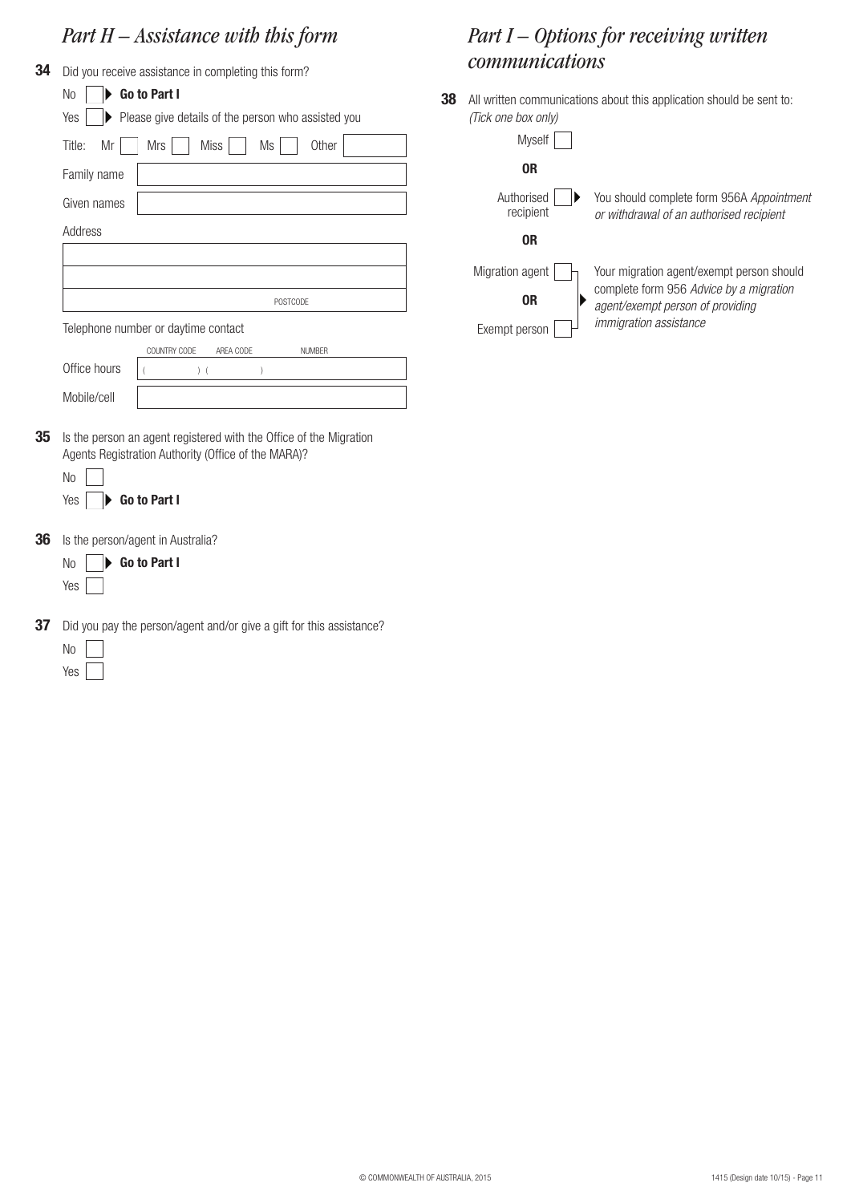## *Part H – Assistance with this form*

**34** Did you receive assistance in completing this form?

No ☐ ▶ **Go to Part I**

Yes ☐ ▶ Please give details of the person who assisted you

Title: Mr ☐ Mrs ☐ Miss ☐ Ms ☐ Other ______

Family name ______

Given names ______

Address

______

______

______ POSTCODE

Telephone number or daytime contact

| | COUNTRY CODE | AREA CODE | NUMBER |
|---|---|---|---|
| Office hours | ( ) | ( ) | |
| Mobile/cell | | | |

**35** Is the person an agent registered with the Office of the Migration Agents Registration Authority (Office of the MARA)?

No ☐

Yes ☐ ▶ **Go to Part I**

**36** Is the person/agent in Australia?

No ☐ ▶ **Go to Part I**

Yes ☐

**37** Did you pay the person/agent and/or give a gift for this assistance?

No ☐

Yes ☐

## *Part I – Options for receiving written communications*

**38** All written communications about this application should be sent to: *(Tick one box only)*

Myself ☐

**OR**

Authorised recipient ☐ ▶ You should complete form 956A *Appointment or withdrawal of an authorised recipient*

**OR**

Migration agent ☐

**OR**

Exempt person ☐

▶ Your migration agent/exempt person should complete form 956 *Advice by a migration agent/exempt person of providing immigration assistance*

© COMMONWEALTH OF AUSTRALIA, 2015

1415 (Design date 10/15)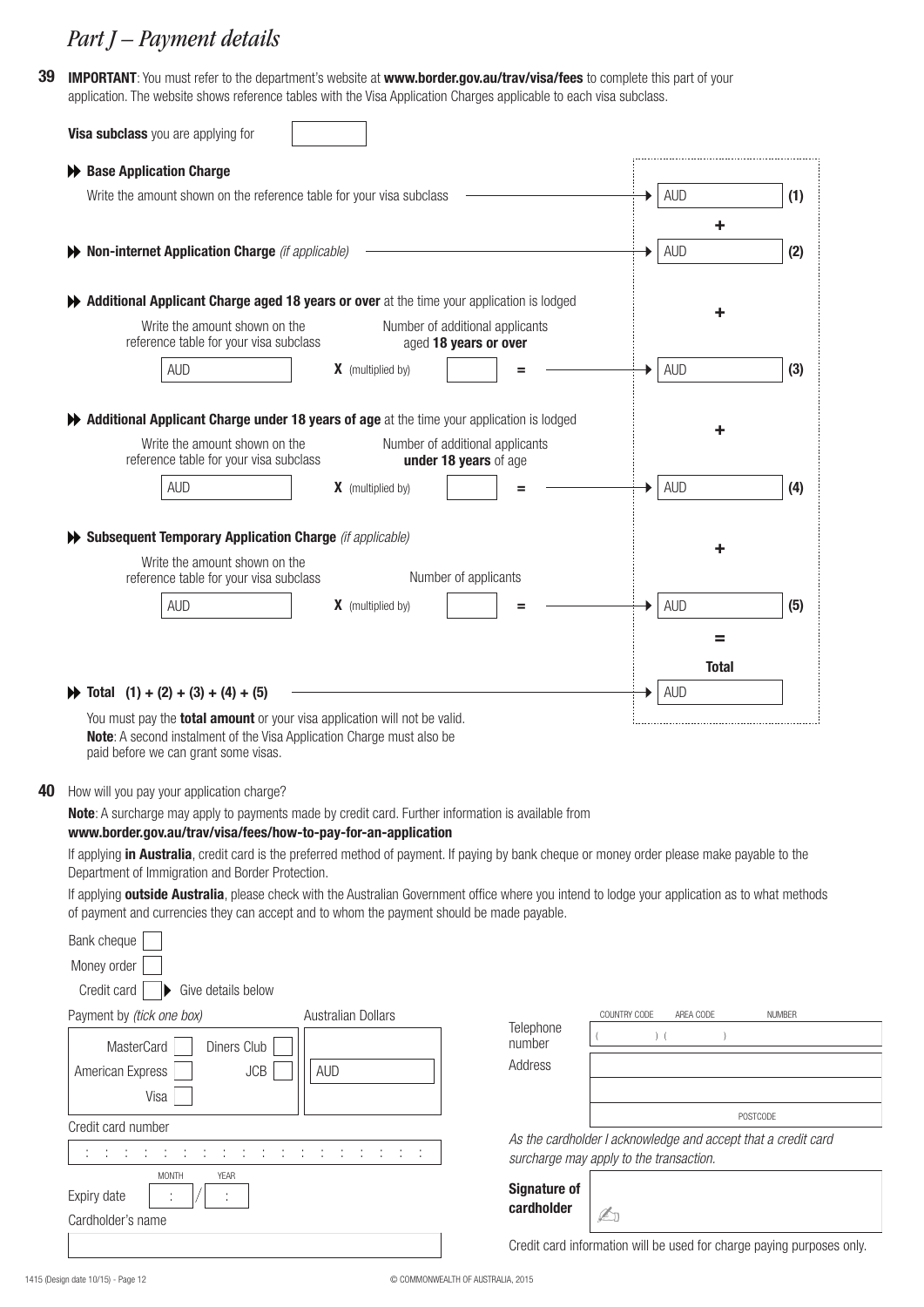# Part J – Payment details

**39** **IMPORTANT**: You must refer to the department's website at **www.border.gov.au/trav/visa/fees** to complete this part of your application. The website shows reference tables with the Visa Application Charges applicable to each visa subclass.

**Visa subclass** you are applying for

**Base Application Charge**

Write the amount shown on the reference table for your visa subclass → AUD **(1)**

\+

**Non-internet Application Charge** *(if applicable)* → AUD **(2)**

\+

**Additional Applicant Charge aged 18 years or over** at the time your application is lodged

| Write the amount shown on the reference table for your visa subclass | | Number of additional applicants aged **18 years or over** | | |
|---|---|---|---|---|
| AUD | **X** (multiplied by) | | = | AUD **(3)** |

\+

**Additional Applicant Charge under 18 years of age** at the time your application is lodged

| Write the amount shown on the reference table for your visa subclass | | Number of additional applicants **under 18 years** of age | | |
|---|---|---|---|---|
| AUD | **X** (multiplied by) | | = | AUD **(4)** |

\+

**Subsequent Temporary Application Charge** *(if applicable)*

| Write the amount shown on the reference table for your visa subclass | | Number of applicants | | |
|---|---|---|---|---|
| AUD | **X** (multiplied by) | | = | AUD **(5)** |

=

**Total (1) + (2) + (3) + (4) + (5)** → **Total** AUD

You must pay the **total amount** or your visa application will not be valid.
**Note**: A second instalment of the Visa Application Charge must also be paid before we can grant some visas.

**40** How will you pay your application charge?

**Note**: A surcharge may apply to payments made by credit card. Further information is available from **www.border.gov.au/trav/visa/fees/how-to-pay-for-an-application**

If applying **in Australia**, credit card is the preferred method of payment. If paying by bank cheque or money order please make payable to the Department of Immigration and Border Protection.

If applying **outside Australia**, please check with the Australian Government office where you intend to lodge your application as to what methods of payment and currencies they can accept and to whom the payment should be made payable.

- Bank cheque ☐
- Money order ☐
- Credit card ☐ ▶ Give details below

Payment by *(tick one box)*

- MasterCard ☐
- Diners Club ☐
- American Express ☐
- JCB ☐
- Visa ☐

Australian Dollars: AUD

Credit card number

Expiry date MONTH / YEAR

Cardholder's name

Telephone number ( COUNTRY CODE ) ( AREA CODE ) NUMBER

Address

POSTCODE

*As the cardholder I acknowledge and accept that a credit card surcharge may apply to the transaction.*

**Signature of cardholder**

Credit card information will be used for charge paying purposes only.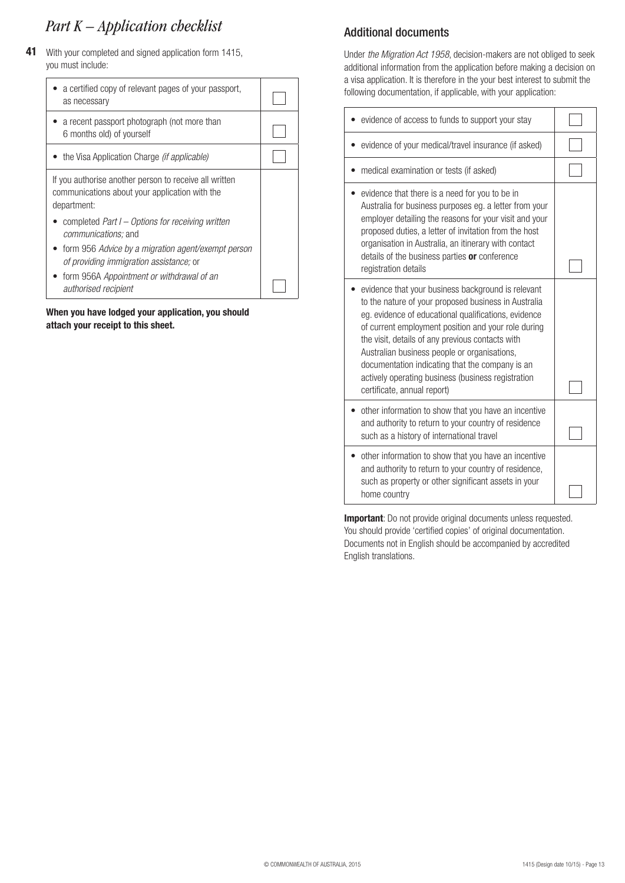# *Part K – Application checklist*

**41** With your completed and signed application form 1415, you must include:

| | |
|---|---|
| • a certified copy of relevant pages of your passport, as necessary | ☐ |
| • a recent passport photograph (not more than 6 months old) of yourself | ☐ |
| • the Visa Application Charge *(if applicable)* | ☐ |
| If you authorise another person to receive all written communications about your application with the department: • completed *Part I – Options for receiving written communications;* and • form 956 *Advice by a migration agent/exempt person of providing immigration assistance;* or • form 956A *Appointment or withdrawal of an authorised recipient* | ☐ |

**When you have lodged your application, you should attach your receipt to this sheet.**

## Additional documents

Under *the Migration Act 1958*, decision-makers are not obliged to seek additional information from the application before making a decision on a visa application. It is therefore in the your best interest to submit the following documentation, if applicable, with your application:

| | |
|---|---|
| • evidence of access to funds to support your stay | ☐ |
| • evidence of your medical/travel insurance (if asked) | ☐ |
| • medical examination or tests (if asked) | ☐ |
| • evidence that there is a need for you to be in Australia for business purposes eg. a letter from your employer detailing the reasons for your visit and your proposed duties, a letter of invitation from the host organisation in Australia, an itinerary with contact details of the business parties **or** conference registration details | ☐ |
| • evidence that your business background is relevant to the nature of your proposed business in Australia eg. evidence of educational qualifications, evidence of current employment position and your role during the visit, details of any previous contacts with Australian business people or organisations, documentation indicating that the company is an actively operating business (business registration certificate, annual report) | ☐ |
| • other information to show that you have an incentive and authority to return to your country of residence such as a history of international travel | ☐ |
| • other information to show that you have an incentive and authority to return to your country of residence, such as property or other significant assets in your home country | ☐ |

**Important**: Do not provide original documents unless requested. You should provide 'certified copies' of original documentation. Documents not in English should be accompanied by accredited English translations.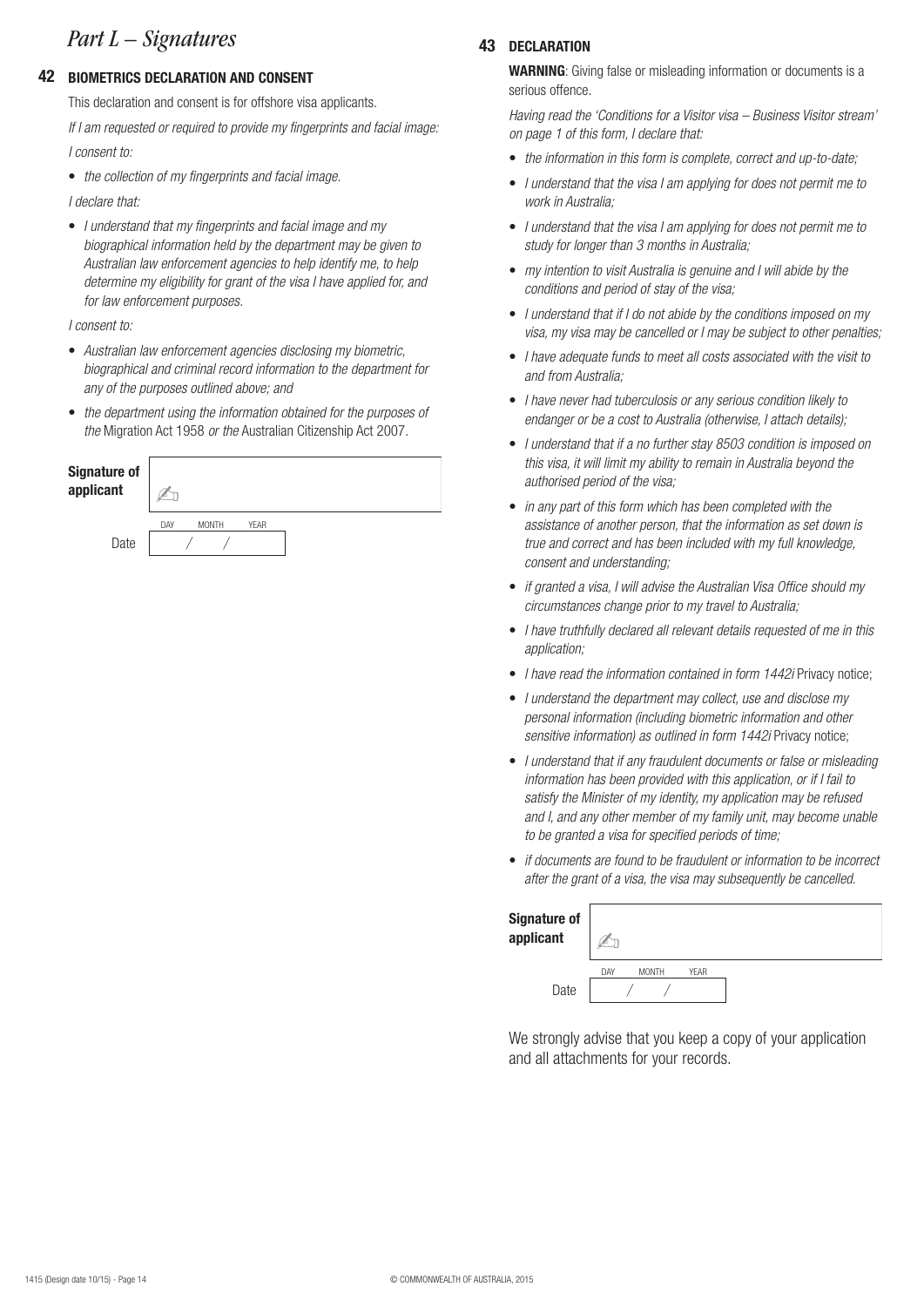# *Part L – Signatures*

## 42 BIOMETRICS DECLARATION AND CONSENT

This declaration and consent is for offshore visa applicants.

*If I am requested or required to provide my fingerprints and facial image:*

*I consent to:*

- *the collection of my fingerprints and facial image.*

*I declare that:*

- *I understand that my fingerprints and facial image and my biographical information held by the department may be given to Australian law enforcement agencies to help identify me, to help determine my eligibility for grant of the visa I have applied for, and for law enforcement purposes.*

*I consent to:*

- *Australian law enforcement agencies disclosing my biometric, biographical and criminal record information to the department for any of the purposes outlined above; and*
- *the department using the information obtained for the purposes of the* Migration Act 1958 *or the* Australian Citizenship Act 2007.

**Signature of applicant** ✍

Date DAY / MONTH / YEAR

## 43 DECLARATION

**WARNING**: Giving false or misleading information or documents is a serious offence.

*Having read the 'Conditions for a Visitor visa – Business Visitor stream' on page 1 of this form, I declare that:*

- *the information in this form is complete, correct and up-to-date;*
- *I understand that the visa I am applying for does not permit me to work in Australia;*
- *I understand that the visa I am applying for does not permit me to study for longer than 3 months in Australia;*
- *my intention to visit Australia is genuine and I will abide by the conditions and period of stay of the visa;*
- *I understand that if I do not abide by the conditions imposed on my visa, my visa may be cancelled or I may be subject to other penalties;*
- *I have adequate funds to meet all costs associated with the visit to and from Australia;*
- *I have never had tuberculosis or any serious condition likely to endanger or be a cost to Australia (otherwise, I attach details);*
- *I understand that if a no further stay 8503 condition is imposed on this visa, it will limit my ability to remain in Australia beyond the authorised period of the visa;*
- *in any part of this form which has been completed with the assistance of another person, that the information as set down is true and correct and has been included with my full knowledge, consent and understanding;*
- *if granted a visa, I will advise the Australian Visa Office should my circumstances change prior to my travel to Australia;*
- *I have truthfully declared all relevant details requested of me in this application;*
- *I have read the information contained in form 1442i* Privacy notice;
- *I understand the department may collect, use and disclose my personal information (including biometric information and other sensitive information) as outlined in form 1442i* Privacy notice;
- *I understand that if any fraudulent documents or false or misleading information has been provided with this application, or if I fail to satisfy the Minister of my identity, my application may be refused and I, and any other member of my family unit, may become unable to be granted a visa for specified periods of time;*
- *if documents are found to be fraudulent or information to be incorrect after the grant of a visa, the visa may subsequently be cancelled.*

**Signature of applicant** ✍

Date DAY / MONTH / YEAR

We strongly advise that you keep a copy of your application and all attachments for your records.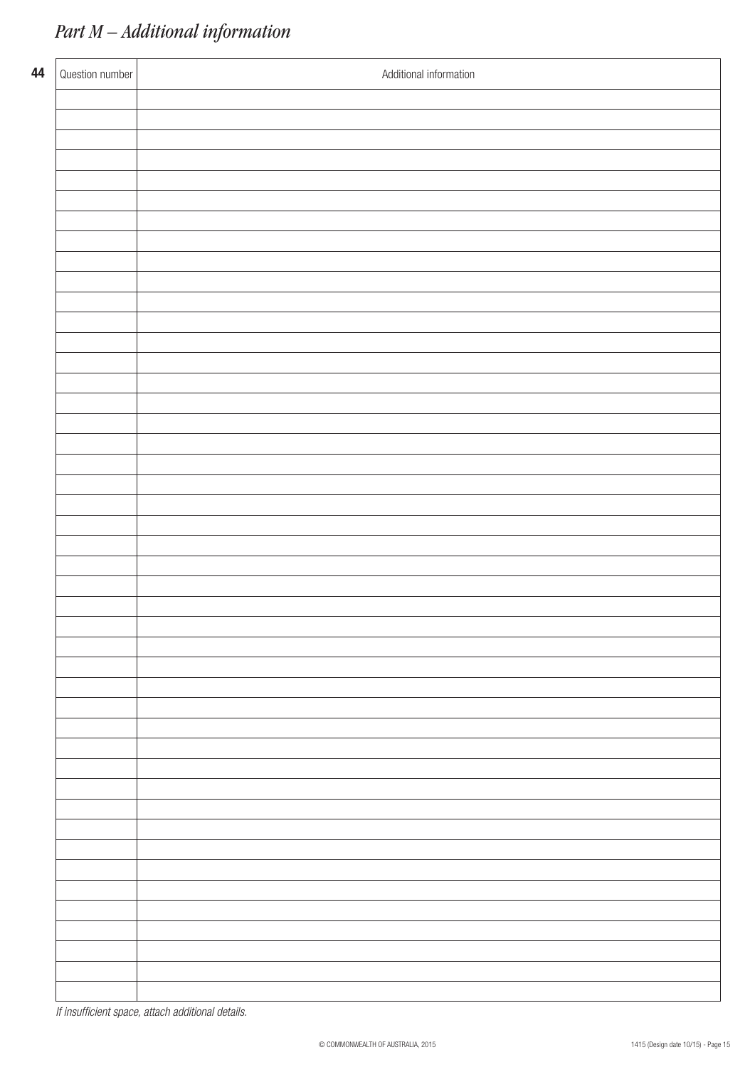## *Part M – Additional information*

**44**

| Question number | Additional information |
|---|---|
| | |
| | |
| | |
| | |
| | |
| | |
| | |
| | |
| | |
| | |
| | |
| | |
| | |
| | |
| | |
| | |
| | |
| | |
| | |
| | |
| | |
| | |
| | |
| | |
| | |
| | |
| | |
| | |
| | |
| | |
| | |
| | |
| | |
| | |
| | |
| | |
| | |
| | |
| | |
| | |
| | |
| | |
| | |
| | |
| | |

*If insufficient space, attach additional details.*

© COMMONWEALTH OF AUSTRALIA, 2015

1415 (Design date 10/15)